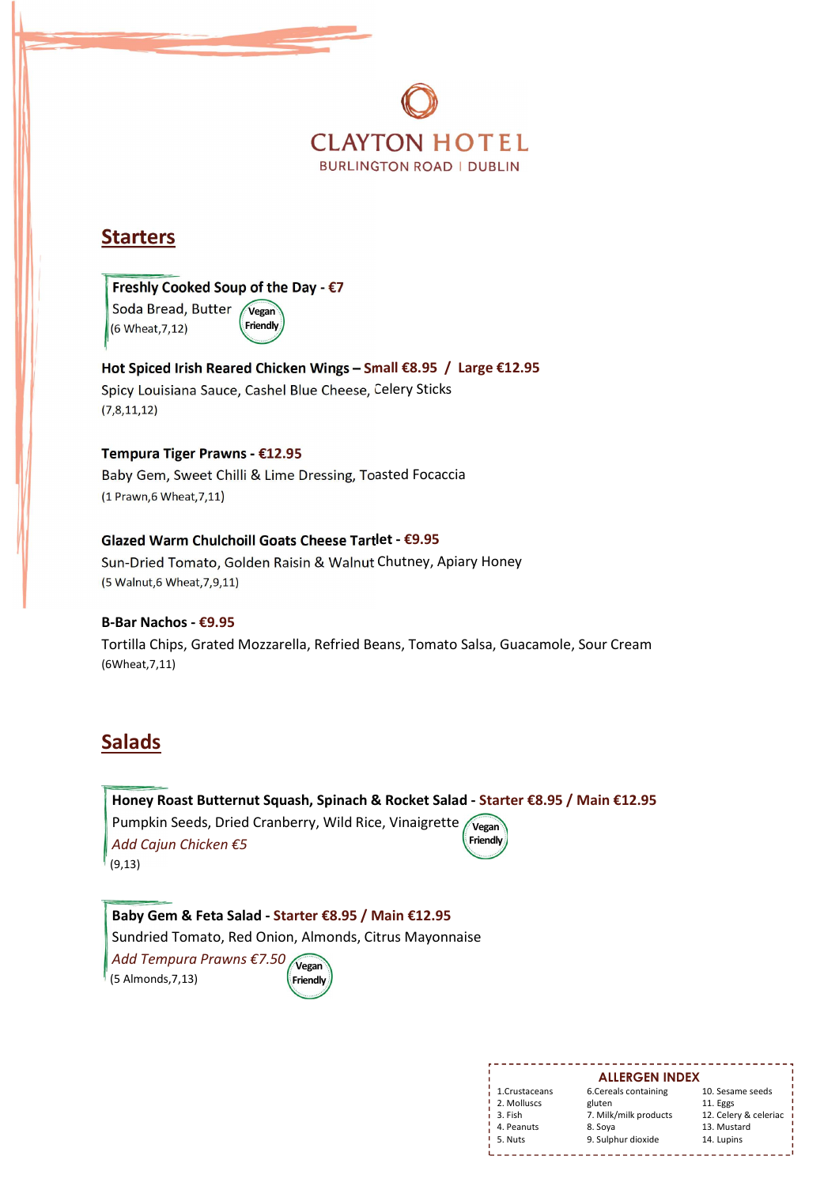# CLAYTON HOTEL

BURLINGTON ROAD | DUBLIN

## Starters

**Freshly Cooked Soup of the Day - €7**
Soda Bread, Butter
(6 Wheat,7,12)
Vegan Friendly

**Hot Spiced Irish Reared Chicken Wings – Small €8.95 / Large €12.95**
Spicy Louisiana Sauce, Cashel Blue Cheese, Celery Sticks
(7,8,11,12)

**Tempura Tiger Prawns - €12.95**
Baby Gem, Sweet Chilli & Lime Dressing, Toasted Focaccia
(1 Prawn,6 Wheat,7,11)

**Glazed Warm Chulchoill Goats Cheese Tartlet - €9.95**
Sun-Dried Tomato, Golden Raisin & Walnut Chutney, Apiary Honey
(5 Walnut,6 Wheat,7,9,11)

**B-Bar Nachos - €9.95**
Tortilla Chips, Grated Mozzarella, Refried Beans, Tomato Salsa, Guacamole, Sour Cream
(6Wheat,7,11)

## Salads

**Honey Roast Butternut Squash, Spinach & Rocket Salad - Starter €8.95 / Main €12.95**
Pumpkin Seeds, Dried Cranberry, Wild Rice, Vinaigrette
*Add Cajun Chicken €5*
(9,13)
Vegan Friendly

**Baby Gem & Feta Salad - Starter €8.95 / Main €12.95**
Sundried Tomato, Red Onion, Almonds, Citrus Mayonnaise
*Add Tempura Prawns €7.50*
(5 Almonds,7,13)
Vegan Friendly

### ALLERGEN INDEX

1. Crustaceans
2. Molluscs
3. Fish
4. Peanuts
5. Nuts
6. Cereals containing gluten
7. Milk/milk products
8. Soya
9. Sulphur dioxide
10. Sesame seeds
11. Eggs
12. Celery & celeriac
13. Mustard
14. Lupins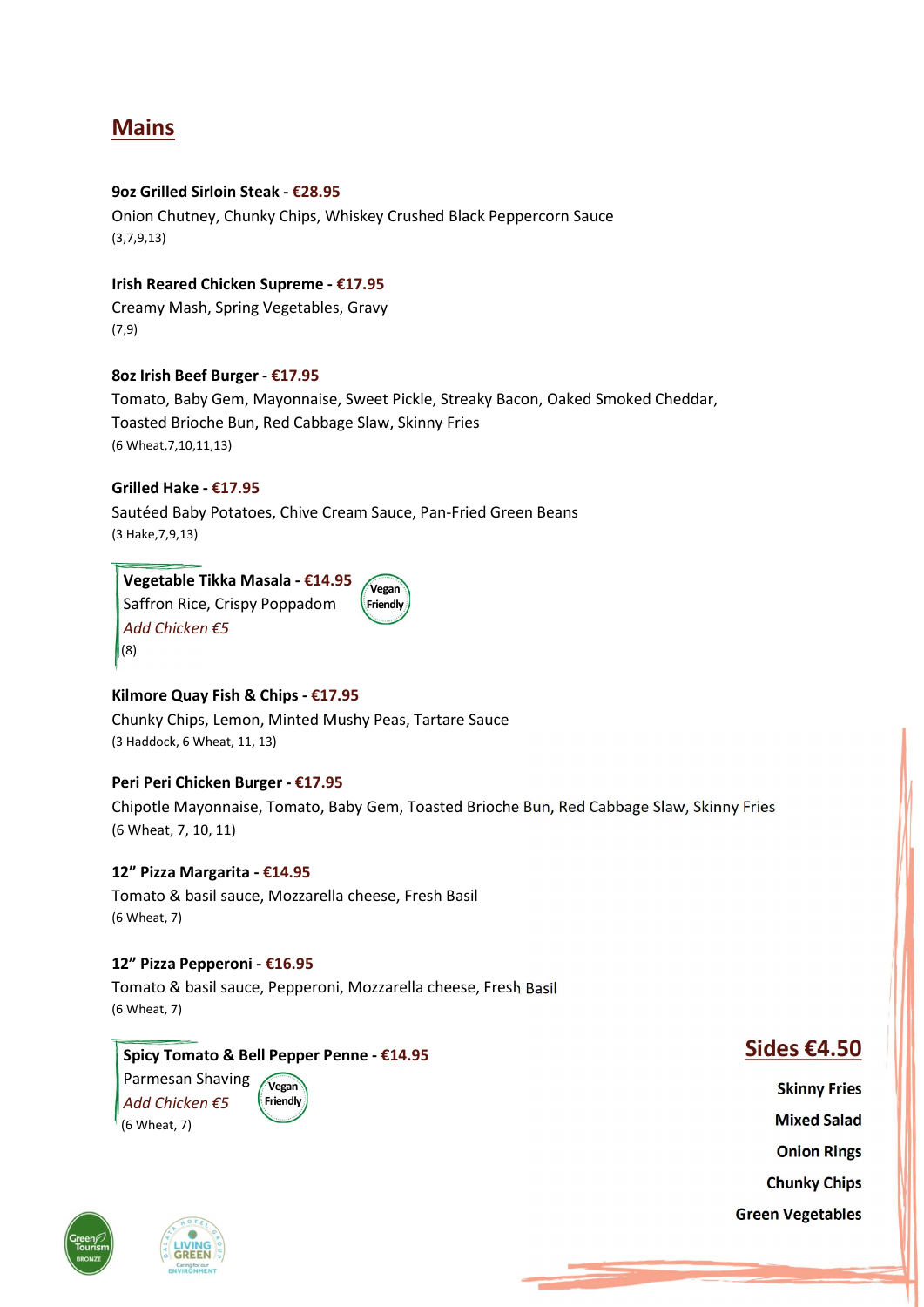## Mains

**9oz Grilled Sirloin Steak - €28.95**
Onion Chutney, Chunky Chips, Whiskey Crushed Black Peppercorn Sauce
(3,7,9,13)

**Irish Reared Chicken Supreme - €17.95**
Creamy Mash, Spring Vegetables, Gravy
(7,9)

**8oz Irish Beef Burger - €17.95**
Tomato, Baby Gem, Mayonnaise, Sweet Pickle, Streaky Bacon, Oaked Smoked Cheddar, Toasted Brioche Bun, Red Cabbage Slaw, Skinny Fries
(6 Wheat,7,10,11,13)

**Grilled Hake - €17.95**
Sautéed Baby Potatoes, Chive Cream Sauce, Pan-Fried Green Beans
(3 Hake,7,9,13)

**Vegetable Tikka Masala - €14.95** Vegan Friendly
Saffron Rice, Crispy Poppadom
*Add Chicken €5*
(8)

**Kilmore Quay Fish & Chips - €17.95**
Chunky Chips, Lemon, Minted Mushy Peas, Tartare Sauce
(3 Haddock, 6 Wheat, 11, 13)

**Peri Peri Chicken Burger - €17.95**
Chipotle Mayonnaise, Tomato, Baby Gem, Toasted Brioche Bun, Red Cabbage Slaw, Skinny Fries
(6 Wheat, 7, 10, 11)

**12" Pizza Margarita - €14.95**
Tomato & basil sauce, Mozzarella cheese, Fresh Basil
(6 Wheat, 7)

**12" Pizza Pepperoni - €16.95**
Tomato & basil sauce, Pepperoni, Mozzarella cheese, Fresh Basil
(6 Wheat, 7)

**Spicy Tomato & Bell Pepper Penne - €14.95**
Parmesan Shaving Vegan Friendly
*Add Chicken €5*
(6 Wheat, 7)

## Sides €4.50

**Skinny Fries**
**Mixed Salad**
**Onion Rings**
**Chunky Chips**
**Green Vegetables**